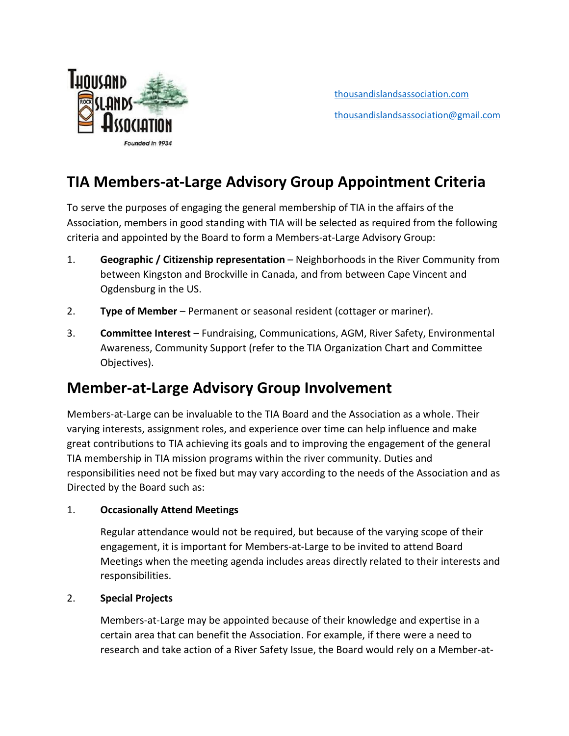thousandislandsassociation.com

thousandislandsassociation@gmail.com

## TIA Members-at-Large Advisory Group Appointment Criteria

To serve the purposes of engaging the general membership of TIA in the affairs of the Association, members in good standing with TIA will be selected as required from the following criteria and appointed by the Board to form a Members-at-Large Advisory Group:

1. **Geographic / Citizenship representation** – Neighborhoods in the River Community from between Kingston and Brockville in Canada, and from between Cape Vincent and Ogdensburg in the US.
2. **Type of Member** – Permanent or seasonal resident (cottager or mariner).
3. **Committee Interest** – Fundraising, Communications, AGM, River Safety, Environmental Awareness, Community Support (refer to the TIA Organization Chart and Committee Objectives).

## Member-at-Large Advisory Group Involvement

Members-at-Large can be invaluable to the TIA Board and the Association as a whole. Their varying interests, assignment roles, and experience over time can help influence and make great contributions to TIA achieving its goals and to improving the engagement of the general TIA membership in TIA mission programs within the river community. Duties and responsibilities need not be fixed but may vary according to the needs of the Association and as Directed by the Board such as:

1. **Occasionally Attend Meetings**

   Regular attendance would not be required, but because of the varying scope of their engagement, it is important for Members-at-Large to be invited to attend Board Meetings when the meeting agenda includes areas directly related to their interests and responsibilities.

2. **Special Projects**

   Members-at-Large may be appointed because of their knowledge and expertise in a certain area that can benefit the Association. For example, if there were a need to research and take action of a River Safety Issue, the Board would rely on a Member-at-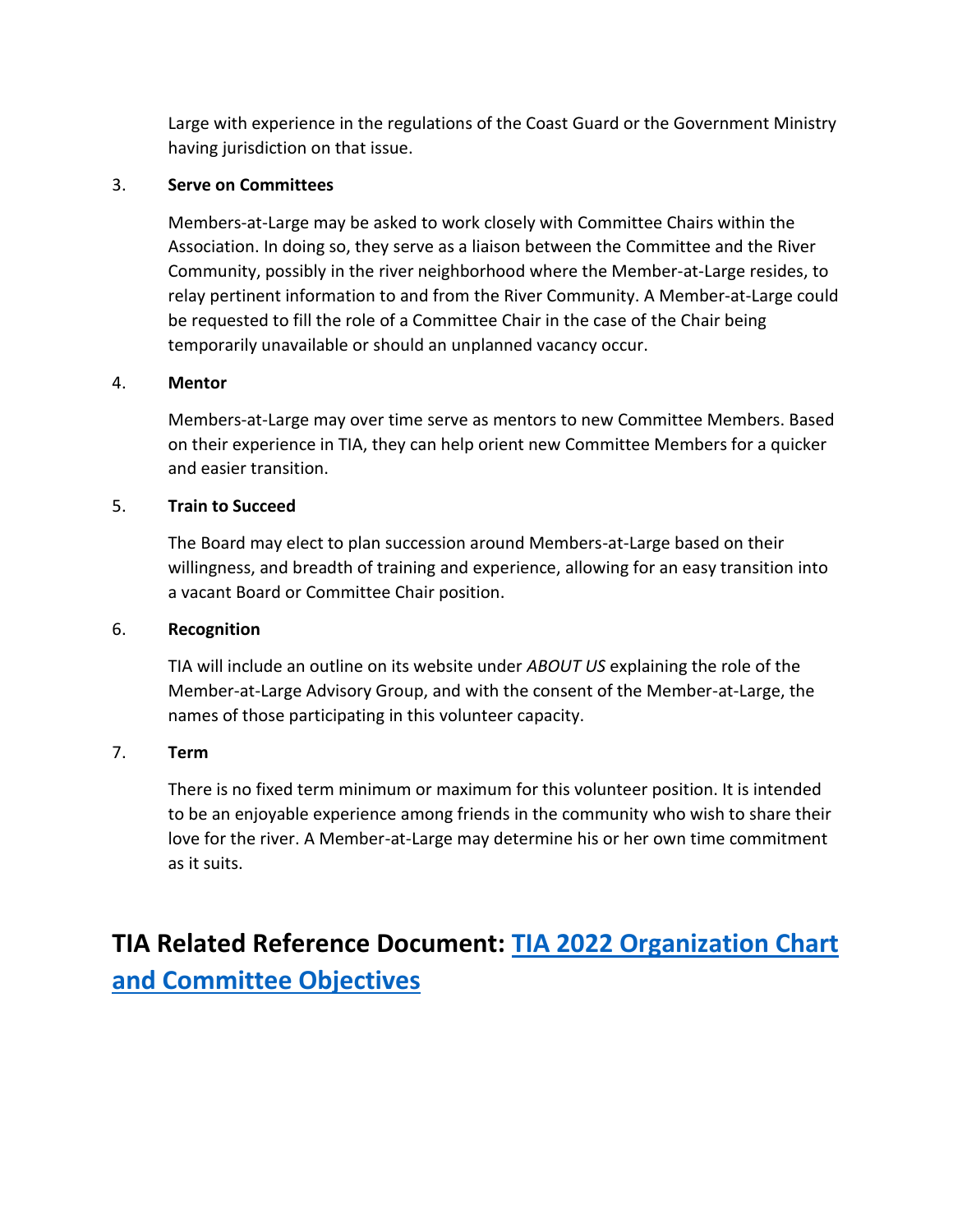Large with experience in the regulations of the Coast Guard or the Government Ministry having jurisdiction on that issue.

3. **Serve on Committees**

   Members-at-Large may be asked to work closely with Committee Chairs within the Association. In doing so, they serve as a liaison between the Committee and the River Community, possibly in the river neighborhood where the Member-at-Large resides, to relay pertinent information to and from the River Community. A Member-at-Large could be requested to fill the role of a Committee Chair in the case of the Chair being temporarily unavailable or should an unplanned vacancy occur.

4. **Mentor**

   Members-at-Large may over time serve as mentors to new Committee Members. Based on their experience in TIA, they can help orient new Committee Members for a quicker and easier transition.

5. **Train to Succeed**

   The Board may elect to plan succession around Members-at-Large based on their willingness, and breadth of training and experience, allowing for an easy transition into a vacant Board or Committee Chair position.

6. **Recognition**

   TIA will include an outline on its website under *ABOUT US* explaining the role of the Member-at-Large Advisory Group, and with the consent of the Member-at-Large, the names of those participating in this volunteer capacity.

7. **Term**

   There is no fixed term minimum or maximum for this volunteer position. It is intended to be an enjoyable experience among friends in the community who wish to share their love for the river. A Member-at-Large may determine his or her own time commitment as it suits.

## TIA Related Reference Document: TIA 2022 Organization Chart and Committee Objectives